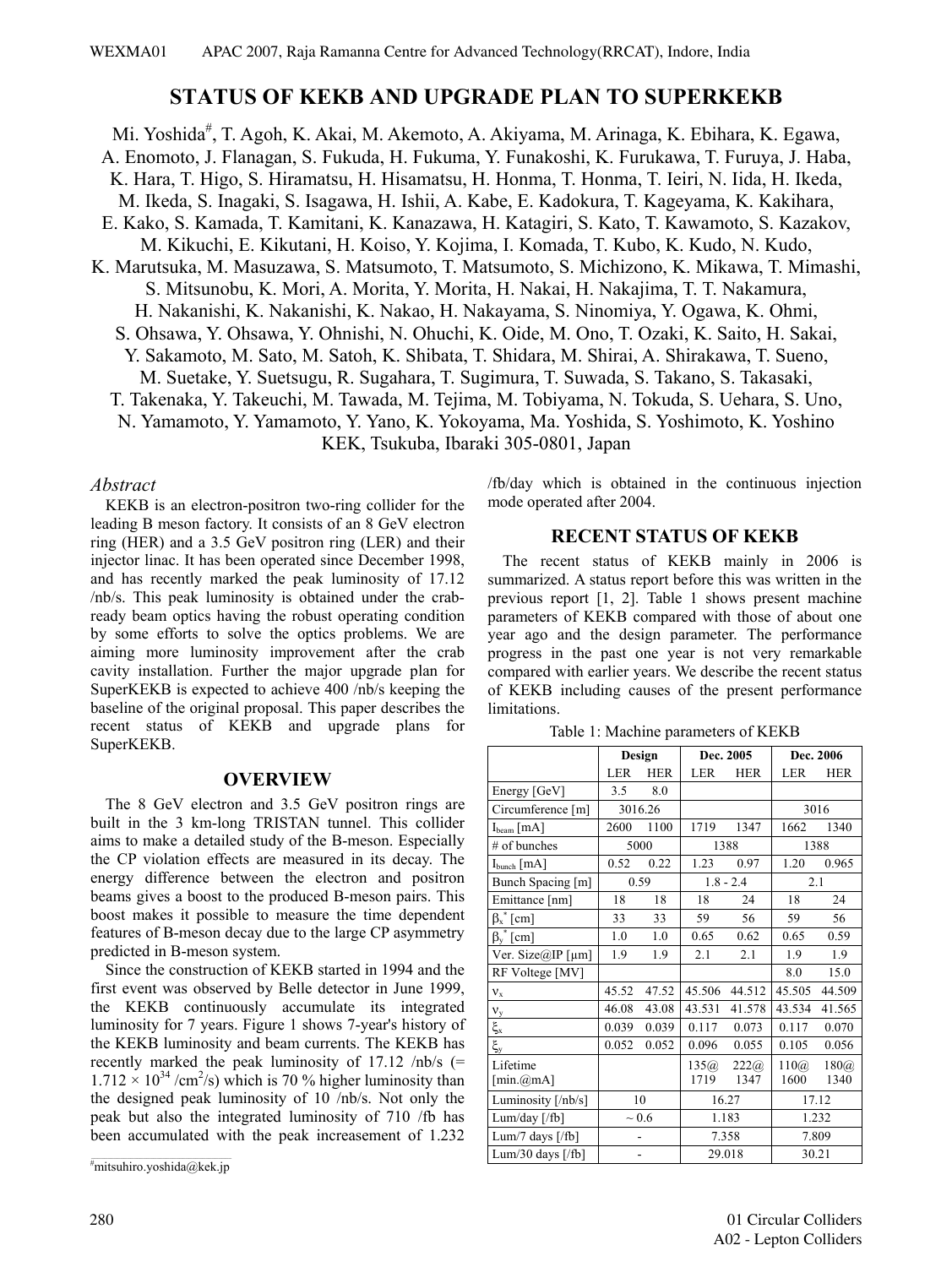# STATUS OF KEKB AND UPGRADE PLAN TO SUPERKEKB

Mi. Yoshida[#], T. Agoh, K. Akai, M. Akemoto, A. Akiyama, M. Arinaga, K. Ebihara, K. Egawa, A. Enomoto, J. Flanagan, S. Fukuda, H. Fukuma, Y. Funakoshi, K. Furukawa, T. Furuya, J. Haba, K. Hara, T. Higo, S. Hiramatsu, H. Hisamatsu, H. Honma, T. Honma, T. Ieiri, N. Iida, H. Ikeda, M. Ikeda, S. Inagaki, S. Isagawa, H. Ishii, A. Kabe, E. Kadokura, T. Kageyama, K. Kakihara, E. Kako, S. Kamada, T. Kamitani, K. Kanazawa, H. Katagiri, S. Kato, T. Kawamoto, S. Kazakov, M. Kikuchi, E. Kikutani, H. Koiso, Y. Kojima, I. Komada, T. Kubo, K. Kudo, N. Kudo, K. Marutsuka, M. Masuzawa, S. Matsumoto, T. Matsumoto, S. Michizono, K. Mikawa, T. Mimashi, S. Mitsunobu, K. Mori, A. Morita, Y. Morita, H. Nakai, H. Nakajima, T. T. Nakamura, H. Nakanishi, K. Nakanishi, K. Nakao, H. Nakayama, S. Ninomiya, Y. Ogawa, K. Ohmi, S. Ohsawa, Y. Ohsawa, Y. Ohnishi, N. Ohuchi, K. Oide, M. Ono, T. Ozaki, K. Saito, H. Sakai, Y. Sakamoto, M. Sato, M. Satoh, K. Shibata, T. Shidara, M. Shirai, A. Shirakawa, T. Sueno, M. Suetake, Y. Suetsugu, R. Sugahara, T. Sugimura, T. Suwada, S. Takano, S. Takasaki, T. Takenaka, Y. Takeuchi, M. Tawada, M. Tejima, M. Tobiyama, N. Tokuda, S. Uehara, S. Uno, N. Yamamoto, Y. Yamamoto, Y. Yano, K. Yokoyama, Ma. Yoshida, S. Yoshimoto, K. Yoshino

KEK, Tsukuba, Ibaraki 305-0801, Japan

### *Abstract*

KEKB is an electron-positron two-ring collider for the leading B meson factory. It consists of an 8 GeV electron ring (HER) and a 3.5 GeV positron ring (LER) and their injector linac. It has been operated since December 1998, and has recently marked the peak luminosity of 17.12 /nb/s. This peak luminosity is obtained under the crab-ready beam optics having the robust operating condition by some efforts to solve the optics problems. We are aiming more luminosity improvement after the crab cavity installation. Further the major upgrade plan for SuperKEKB is expected to achieve 400 /nb/s keeping the baseline of the original proposal. This paper describes the recent status of KEKB and upgrade plans for SuperKEKB.

## OVERVIEW

The 8 GeV electron and 3.5 GeV positron rings are built in the 3 km-long TRISTAN tunnel. This collider aims to make a detailed study of the B-meson. Especially the CP violation effects are measured in its decay. The energy difference between the electron and positron beams gives a boost to the produced B-meson pairs. This boost makes it possible to measure the time dependent features of B-meson decay due to the large CP asymmetry predicted in B-meson system.

Since the construction of KEKB started in 1994 and the first event was observed by Belle detector in June 1999, the KEKB continuously accumulate its integrated luminosity for 7 years. Figure 1 shows 7-year's history of the KEKB luminosity and beam currents. The KEKB has recently marked the peak luminosity of 17.12 /nb/s (= $1.712 \times 10^{34}$ /cm$^2$/s) which is 70 % higher luminosity than the designed peak luminosity of 10 /nb/s. Not only the peak but also the integrated luminosity of 710 /fb has been accumulated with the peak increasement of 1.232 /fb/day which is obtained in the continuous injection mode operated after 2004.

## RECENT STATUS OF KEKB

The recent status of KEKB mainly in 2006 is summarized. A status report before this was written in the previous report [1, 2]. Table 1 shows present machine parameters of KEKB compared with those of about one year ago and the design parameter. The performance progress in the past one year is not very remarkable compared with earlier years. We describe the recent status of KEKB including causes of the present performance limitations.

Table 1: Machine parameters of KEKB

| | Design | | Dec. 2005 | | Dec. 2006 | |
|---|---|---|---|---|---|---|
| | LER | HER | LER | HER | LER | HER |
| Energy [GeV] | 3.5 | 8.0 | | | | |
| Circumference [m] | 3016.26 | | | | 3016 | |
| $I_{beam}$ [mA] | 2600 | 1100 | 1719 | 1347 | 1662 | 1340 |
| # of bunches | 5000 | | 1388 | | 1388 | |
| $I_{bunch}$ [mA] | 0.52 | 0.22 | 1.23 | 0.97 | 1.20 | 0.965 |
| Bunch Spacing [m] | 0.59 | | 1.8 - 2.4 | | 2.1 | |
| Emittance [nm] | 18 | 18 | 18 | 24 | 18 | 24 |
| $\beta_x^*$ [cm] | 33 | 33 | 59 | 56 | 59 | 56 |
| $\beta_y^*$ [cm] | 1.0 | 1.0 | 0.65 | 0.62 | 0.65 | 0.59 |
| Ver. Size@IP [μm] | 1.9 | 1.9 | 2.1 | 2.1 | 1.9 | 1.9 |
| RF Voltege [MV] | | | | | 8.0 | 15.0 |
| $\nu_x$ | 45.52 | 47.52 | 45.506 | 44.512 | 45.505 | 44.509 |
| $\nu_y$ | 46.08 | 43.08 | 43.531 | 41.578 | 43.534 | 41.565 |
| $\xi_x$ | 0.039 | 0.039 | 0.117 | 0.073 | 0.117 | 0.070 |
| $\xi_y$ | 0.052 | 0.052 | 0.096 | 0.055 | 0.105 | 0.056 |
| Lifetime [min.@mA] | | | 135@ 1719 | 222@ 1347 | 110@ 1600 | 180@ 1340 |
| Luminosity [/nb/s] | 10 | | 16.27 | | 17.12 | |
| Lum/day [/fb] | ~ 0.6 | | 1.183 | | 1.232 | |
| Lum/7 days [/fb] | - | | 7.358 | | 7.809 | |
| Lum/30 days [/fb] | - | | 29.018 | | 30.21 | |

[#]mitsuhiro.yoshida@kek.jp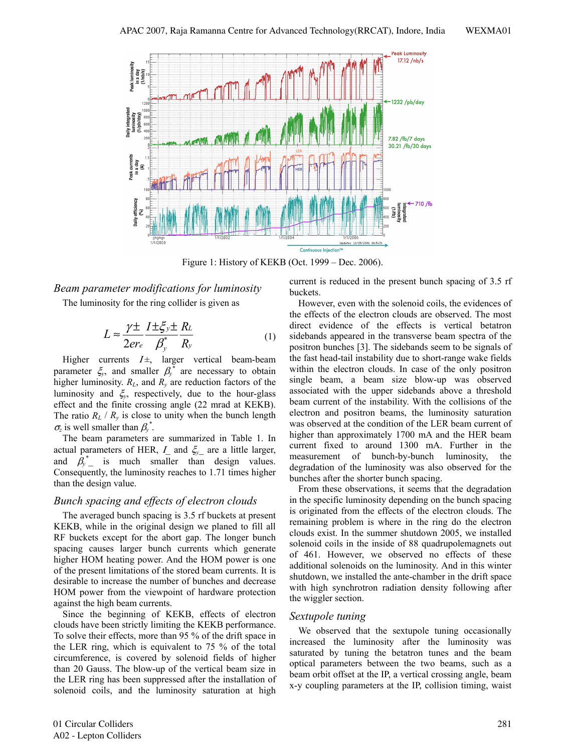Figure 1: History of KEKB (Oct. 1999 – Dec. 2006).

### *Beam parameter modifications for luminosity*

The luminosity for the ring collider is given as

$$L \approx \frac{\gamma_\pm}{2er_e} \frac{I_\pm \xi_{y\pm}}{\beta_y^*} \frac{R_L}{R_y} \quad (1)$$

Higher currents $I_\pm$, larger vertical beam-beam parameter $\xi_y$, and smaller $\beta_y^*$ are necessary to obtain higher luminosity. $R_L$, and $R_y$ are reduction factors of the luminosity and $\xi_y$, respectively, due to the hour-glass effect and the finite crossing angle (22 mrad at KEKB). The ratio $R_L$ / $R_y$ is close to unity when the bunch length $\sigma_z$ is well smaller than $\beta_y^*$.

The beam parameters are summarized in Table 1. In actual parameters of HER, $I_-$ and $\xi_{y-}$ are a little larger, and $\beta_{y-}^*$ is much smaller than design values. Consequently, the luminosity reaches to 1.71 times higher than the design value.

### *Bunch spacing and effects of electron clouds*

The averaged bunch spacing is 3.5 rf buckets at present KEKB, while in the original design we planed to fill all RF buckets except for the abort gap. The longer bunch spacing causes larger bunch currents which generate higher HOM heating power. And the HOM power is one of the present limitations of the stored beam currents. It is desirable to increase the number of bunches and decrease HOM power from the viewpoint of hardware protection against the high beam currents.

Since the beginning of KEKB, effects of electron clouds have been strictly limiting the KEKB performance. To solve their effects, more than 95 % of the drift space in the LER ring, which is equivalent to 75 % of the total circumference, is covered by solenoid fields of higher than 20 Gauss. The blow-up of the vertical beam size in the LER ring has been suppressed after the installation of solenoid coils, and the luminosity saturation at high current is reduced in the present bunch spacing of 3.5 rf buckets.

However, even with the solenoid coils, the evidences of the effects of the electron clouds are observed. The most direct evidence of the effects is vertical betatron sidebands appeared in the transverse beam spectra of the positron bunches [3]. The sidebands seem to be signals of the fast head-tail instability due to short-range wake fields within the electron clouds. In case of the only positron single beam, a beam size blow-up was observed associated with the upper sidebands above a threshold beam current of the instability. With the collisions of the electron and positron beams, the luminosity saturation was observed at the condition of the LER beam current of higher than approximately 1700 mA and the HER beam current fixed to around 1300 mA. Further in the measurement of bunch-by-bunch luminosity, the degradation of the luminosity was also observed for the bunches after the shorter bunch spacing.

From these observations, it seems that the degradation in the specific luminosity depending on the bunch spacing is originated from the effects of the electron clouds. The remaining problem is where in the ring do the electron clouds exist. In the summer shutdown 2005, we installed solenoid coils in the inside of 88 quadrupolemagnets out of 461. However, we observed no effects of these additional solenoids on the luminosity. And in this winter shutdown, we installed the ante-chamber in the drift space with high synchrotron radiation density following after the wiggler section.

### *Sextupole tuning*

We observed that the sextupole tuning occasionally increased the luminosity after the luminosity was saturated by tuning the betatron tunes and the beam optical parameters between the two beams, such as a beam orbit offset at the IP, a vertical crossing angle, beam x-y coupling parameters at the IP, collision timing, waist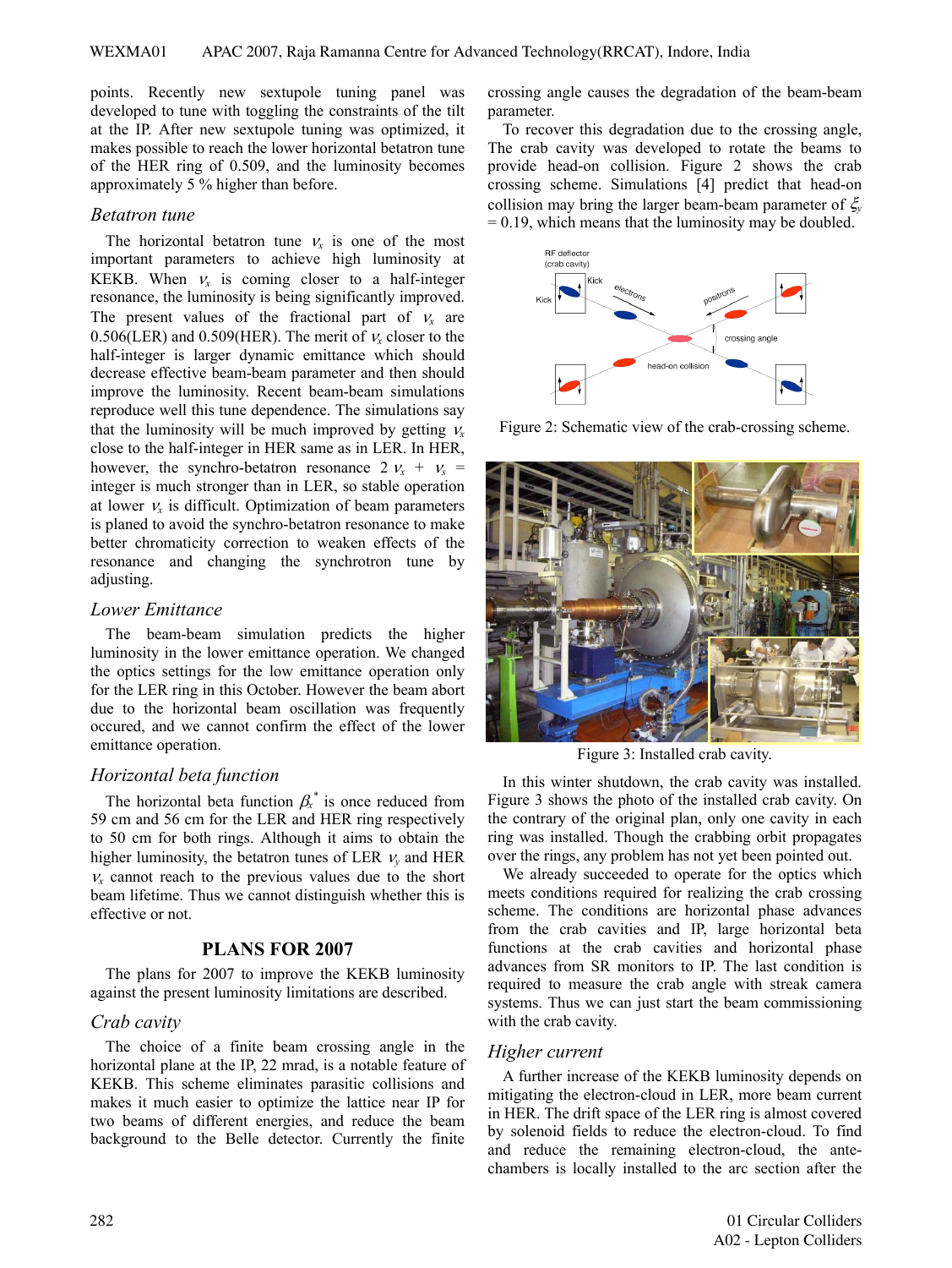points. Recently new sextupole tuning panel was developed to tune with toggling the constraints of the tilt at the IP. After new sextupole tuning was optimized, it makes possible to reach the lower horizontal betatron tune of the HER ring of 0.509, and the luminosity becomes approximately 5 % higher than before.

### *Betatron tune*

The horizontal betatron tune $\nu_x$ is one of the most important parameters to achieve high luminosity at KEKB. When $\nu_x$ is coming closer to a half-integer resonance, the luminosity is being significantly improved. The present values of the fractional part of $\nu_x$ are 0.506(LER) and 0.509(HER). The merit of $\nu_x$ closer to the half-integer is larger dynamic emittance which should decrease effective beam-beam parameter and then should improve the luminosity. Recent beam-beam simulations reproduce well this tune dependence. The simulations say that the luminosity will be much improved by getting $\nu_x$ close to the half-integer in HER same as in LER. In HER, however, the synchro-betatron resonance $2\nu_x + \nu_s$ = integer is much stronger than in LER, so stable operation at lower $\nu_x$ is difficult. Optimization of beam parameters is planed to avoid the synchro-betatron resonance to make better chromaticity correction to weaken effects of the resonance and changing the synchrotron tune by adjusting.

### *Lower Emittance*

The beam-beam simulation predicts the higher luminosity in the lower emittance operation. We changed the optics settings for the low emittance operation only for the LER ring in this October. However the beam abort due to the horizontal beam oscillation was frequently occured, and we cannot confirm the effect of the lower emittance operation.

### *Horizontal beta function*

The horizontal beta function $\beta_x^*$ is once reduced from 59 cm and 56 cm for the LER and HER ring respectively to 50 cm for both rings. Although it aims to obtain the higher luminosity, the betatron tunes of LER $\nu_y$ and HER $\nu_x$ cannot reach to the previous values due to the short beam lifetime. Thus we cannot distinguish whether this is effective or not.

## PLANS FOR 2007

The plans for 2007 to improve the KEKB luminosity against the present luminosity limitations are described.

### *Crab cavity*

The choice of a finite beam crossing angle in the horizontal plane at the IP, 22 mrad, is a notable feature of KEKB. This scheme eliminates parasitic collisions and makes it much easier to optimize the lattice near IP for two beams of different energies, and reduce the beam background to the Belle detector. Currently the finite crossing angle causes the degradation of the beam-beam parameter.

To recover this degradation due to the crossing angle, The crab cavity was developed to rotate the beams to provide head-on collision. Figure 2 shows the crab crossing scheme. Simulations [4] predict that head-on collision may bring the larger beam-beam parameter of $\xi_y$ = 0.19, which means that the luminosity may be doubled.

Figure 2: Schematic view of the crab-crossing scheme.

Figure 3: Installed crab cavity.

In this winter shutdown, the crab cavity was installed. Figure 3 shows the photo of the installed crab cavity. On the contrary of the original plan, only one cavity in each ring was installed. Though the crabbing orbit propagates over the rings, any problem has not yet been pointed out.

We already succeeded to operate for the optics which meets conditions required for realizing the crab crossing scheme. The conditions are horizontal phase advances from the crab cavities and IP, large horizontal beta functions at the crab cavities and horizontal phase advances from SR monitors to IP. The last condition is required to measure the crab angle with streak camera systems. Thus we can just start the beam commissioning with the crab cavity.

### *Higher current*

A further increase of the KEKB luminosity depends on mitigating the electron-cloud in LER, more beam current in HER. The drift space of the LER ring is almost covered by solenoid fields to reduce the electron-cloud. To find and reduce the remaining electron-cloud, the ante-chambers is locally installed to the arc section after the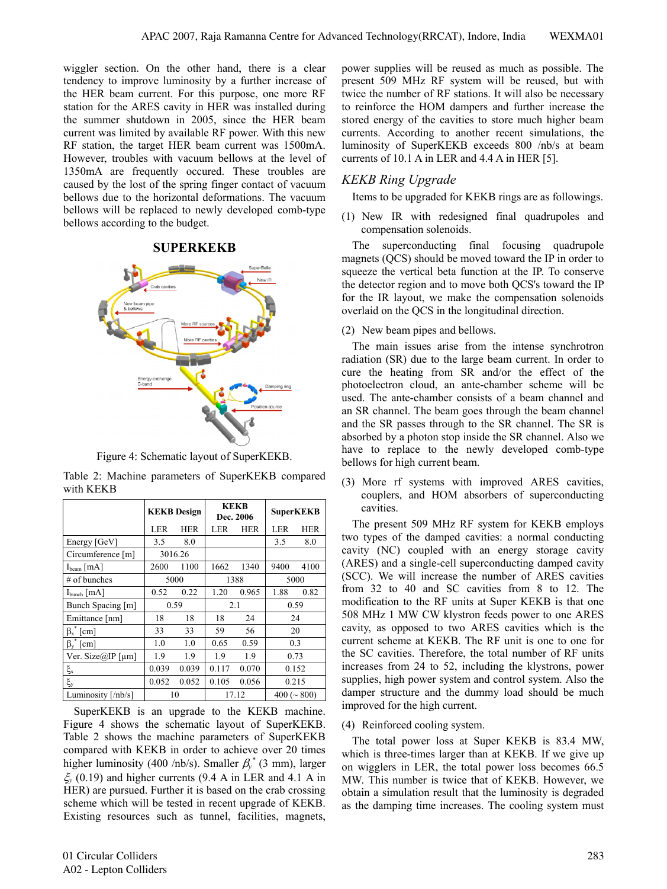wiggler section. On the other hand, there is a clear tendency to improve luminosity by a further increase of the HER beam current. For this purpose, one more RF station for the ARES cavity in HER was installed during the summer shutdown in 2005, since the HER beam current was limited by available RF power. With this new RF station, the target HER beam current was 1500mA. However, troubles with vacuum bellows at the level of 1350mA are frequently occured. These troubles are caused by the lost of the spring finger contact of vacuum bellows due to the horizontal deformations. The vacuum bellows will be replaced to newly developed comb-type bellows according to the budget.

## SUPERKEKB

Figure 4: Schematic layout of SuperKEKB.

Table 2: Machine parameters of SuperKEKB compared with KEKB

| | KEKB Design | | KEKB Dec. 2006 | | SuperKEKB | |
|---|---|---|---|---|---|---|
| | LER | HER | LER | HER | LER | HER |
| Energy [GeV] | 3.5 | 8.0 | | | 3.5 | 8.0 |
| Circumference [m] | 3016.26 | | | | | |
| $I_{beam}$ [mA] | 2600 | 1100 | 1662 | 1340 | 9400 | 4100 |
| # of bunches | 5000 | | 1388 | | 5000 | |
| $I_{bunch}$ [mA] | 0.52 | 0.22 | 1.20 | 0.965 | 1.88 | 0.82 |
| Bunch Spacing [m] | 0.59 | | 2.1 | | 0.59 | |
| Emittance [nm] | 18 | 18 | 18 | 24 | 24 | |
| $\beta_x^*$ [cm] | 33 | 33 | 59 | 56 | 20 | |
| $\beta_y^*$ [cm] | 1.0 | 1.0 | 0.65 | 0.59 | 0.3 | |
| Ver. Size@IP [μm] | 1.9 | 1.9 | 1.9 | 1.9 | 0.73 | |
| $\xi_x$ | 0.039 | 0.039 | 0.117 | 0.070 | 0.152 | |
| $\xi_y$ | 0.052 | 0.052 | 0.105 | 0.056 | 0.215 | |
| Luminosity [/nb/s] | 10 | | 17.12 | | 400 (~ 800) | |

SuperKEKB is an upgrade to the KEKB machine. Figure 4 shows the schematic layout of SuperKEKB. Table 2 shows the machine parameters of SuperKEKB compared with KEKB in order to achieve over 20 times higher luminosity (400 /nb/s). Smaller $\beta_y^*$ (3 mm), larger $\xi_y$ (0.19) and higher currents (9.4 A in LER and 4.1 A in HER) are pursued. Further it is based on the crab crossing scheme which will be tested in recent upgrade of KEKB. Existing resources such as tunnel, facilities, magnets, power supplies will be reused as much as possible. The present 509 MHz RF system will be reused, but with twice the number of RF stations. It will also be necessary to reinforce the HOM dampers and further increase the stored energy of the cavities to store much higher beam currents. According to another recent simulations, the luminosity of SuperKEKB exceeds 800 /nb/s at beam currents of 10.1 A in LER and 4.4 A in HER [5].

### *KEKB Ring Upgrade*

Items to be upgraded for KEKB rings are as followings.

(1) New IR with redesigned final quadrupoles and compensation solenoids.

The superconducting final focusing quadrupole magnets (QCS) should be moved toward the IP in order to squeeze the vertical beta function at the IP. To conserve the detector region and to move both QCS's toward the IP for the IR layout, we make the compensation solenoids overlaid on the QCS in the longitudinal direction.

(2) New beam pipes and bellows.

The main issues arise from the intense synchrotron radiation (SR) due to the large beam current. In order to cure the heating from SR and/or the effect of the photoelectron cloud, an ante-chamber scheme will be used. The ante-chamber consists of a beam channel and an SR channel. The beam goes through the beam channel and the SR passes through to the SR channel. The SR is absorbed by a photon stop inside the SR channel. Also we have to replace to the newly developed comb-type bellows for high current beam.

(3) More rf systems with improved ARES cavities, couplers, and HOM absorbers of superconducting cavities.

The present 509 MHz RF system for KEKB employs two types of the damped cavities: a normal conducting cavity (NC) coupled with an energy storage cavity (ARES) and a single-cell superconducting damped cavity (SCC). We will increase the number of ARES cavities from 32 to 40 and SC cavities from 8 to 12. The modification to the RF units at Super KEKB is that one 508 MHz 1 MW CW klystron feeds power to one ARES cavity, as opposed to two ARES cavities which is the current scheme at KEKB. The RF unit is one to one for the SC cavities. Therefore, the total number of RF units increases from 24 to 52, including the klystrons, power supplies, high power system and control system. Also the damper structure and the dummy load should be much improved for the high current.

(4) Reinforced cooling system.

The total power loss at Super KEKB is 83.4 MW, which is three-times larger than at KEKB. If we give up on wigglers in LER, the total power loss becomes 66.5 MW. This number is twice that of KEKB. However, we obtain a simulation result that the luminosity is degraded as the damping time increases. The cooling system must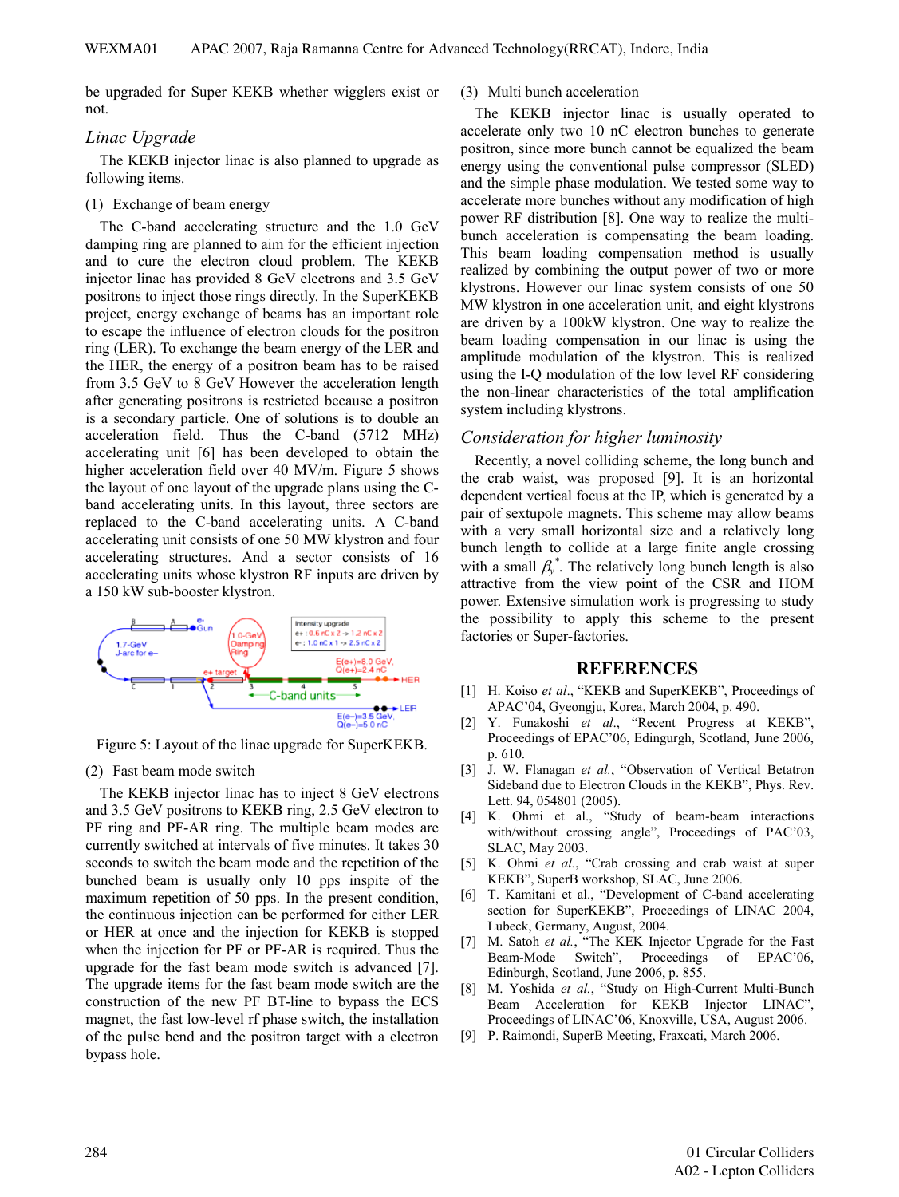be upgraded for Super KEKB whether wigglers exist or not.

### *Linac Upgrade*

The KEKB injector linac is also planned to upgrade as following items.

(1) Exchange of beam energy

The C-band accelerating structure and the 1.0 GeV damping ring are planned to aim for the efficient injection and to cure the electron cloud problem. The KEKB injector linac has provided 8 GeV electrons and 3.5 GeV positrons to inject those rings directly. In the SuperKEKB project, energy exchange of beams has an important role to escape the influence of electron clouds for the positron ring (LER). To exchange the beam energy of the LER and the HER, the energy of a positron beam has to be raised from 3.5 GeV to 8 GeV However the acceleration length after generating positrons is restricted because a positron is a secondary particle. One of solutions is to double an acceleration field. Thus the C-band (5712 MHz) accelerating unit [6] has been developed to obtain the higher acceleration field over 40 MV/m. Figure 5 shows the layout of one layout of the upgrade plans using the C-band accelerating units. In this layout, three sectors are replaced to the C-band accelerating units. A C-band accelerating unit consists of one 50 MW klystron and four accelerating structures. And a sector consists of 16 accelerating units whose klystron RF inputs are driven by a 150 kW sub-booster klystron.

Intensity upgrade
e+ : 0.6 nC x 2 -> 1.2 nC x 2
e- : 1.0 nC x 1 -> 2.5 nC x 2
e- Gun
1.7-GeV J-arc for e-
1.0-GeV Damping Ring
e+ target
C-band units
E(e+)=8.0 GeV, Q(e+)=2.4 nC
HER
LER
E(e-)=3.5 GeV, Q(e-)=5.0 nC

Figure 5: Layout of the linac upgrade for SuperKEKB.

(2) Fast beam mode switch

The KEKB injector linac has to inject 8 GeV electrons and 3.5 GeV positrons to KEKB ring, 2.5 GeV electron to PF ring and PF-AR ring. The multiple beam modes are currently switched at intervals of five minutes. It takes 30 seconds to switch the beam mode and the repetition of the bunched beam is usually only 10 pps inspite of the maximum repetition of 50 pps. In the present condition, the continuous injection can be performed for either LER or HER at once and the injection for KEKB is stopped when the injection for PF or PF-AR is required. Thus the upgrade for the fast beam mode switch is advanced [7]. The upgrade items for the fast beam mode switch are the construction of the new PF BT-line to bypass the ECS magnet, the fast low-level rf phase switch, the installation of the pulse bend and the positron target with a electron bypass hole.

(3) Multi bunch acceleration

The KEKB injector linac is usually operated to accelerate only two 10 nC electron bunches to generate positron, since more bunch cannot be equalized the beam energy using the conventional pulse compressor (SLED) and the simple phase modulation. We tested some way to accelerate more bunches without any modification of high power RF distribution [8]. One way to realize the multi-bunch acceleration is compensating the beam loading. This beam loading compensation method is usually realized by combining the output power of two or more klystrons. However our linac system consists of one 50 MW klystron in one acceleration unit, and eight klystrons are driven by a 100kW klystron. One way to realize the beam loading compensation in our linac is using the amplitude modulation of the klystron. This is realized using the I-Q modulation of the low level RF considering the non-linear characteristics of the total amplification system including klystrons.

### *Consideration for higher luminosity*

Recently, a novel colliding scheme, the long bunch and the crab waist, was proposed [9]. It is an horizontal dependent vertical focus at the IP, which is generated by a pair of sextupole magnets. This scheme may allow beams with a very small horizontal size and a relatively long bunch length to collide at a large finite angle crossing with a small $\beta_y^*$. The relatively long bunch length is also attractive from the view point of the CSR and HOM power. Extensive simulation work is progressing to study the possibility to apply this scheme to the present factories or Super-factories.

## REFERENCES

[1] H. Koiso *et al*., "KEKB and SuperKEKB", Proceedings of APAC'04, Gyeongju, Korea, March 2004, p. 490.

[2] Y. Funakoshi *et al*., "Recent Progress at KEKB", Proceedings of EPAC'06, Edingurgh, Scotland, June 2006, p. 610.

[3] J. W. Flanagan *et al*., "Observation of Vertical Betatron Sideband due to Electron Clouds in the KEKB", Phys. Rev. Lett. 94, 054801 (2005).

[4] K. Ohmi et al., "Study of beam-beam interactions with/without crossing angle", Proceedings of PAC'03, SLAC, May 2003.

[5] K. Ohmi *et al*., "Crab crossing and crab waist at super KEKB", SuperB workshop, SLAC, June 2006.

[6] T. Kamitani et al., "Development of C-band accelerating section for SuperKEKB", Proceedings of LINAC 2004, Lubeck, Germany, August, 2004.

[7] M. Satoh *et al*., "The KEK Injector Upgrade for the Fast Beam-Mode Switch", Proceedings of EPAC'06, Edinburgh, Scotland, June 2006, p. 855.

[8] M. Yoshida *et al*., "Study on High-Current Multi-Bunch Beam Acceleration for KEKB Injector LINAC", Proceedings of LINAC'06, Knoxville, USA, August 2006.

[9] P. Raimondi, SuperB Meeting, Fraxcati, March 2006.